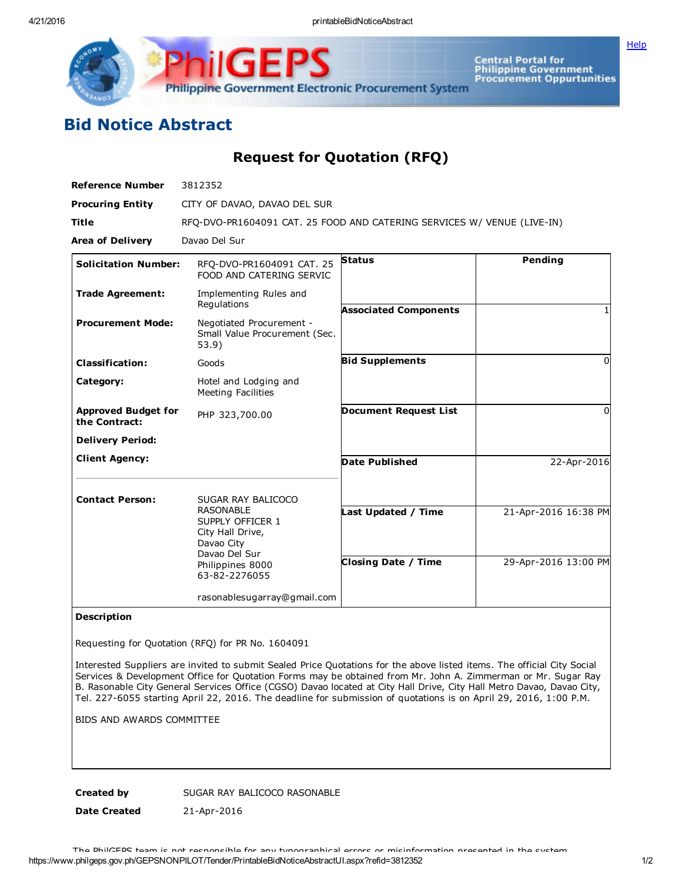# Bid Notice Abstract

## Request for Quotation (RFQ)

**Reference Number** 3812352

**Procuring Entity** CITY OF DAVAO, DAVAO DEL SUR

**Title** RFQ-DVO-PR1604091 CAT. 25 FOOD AND CATERING SERVICES W/ VENUE (LIVE-IN)

**Area of Delivery** Davao Del Sur

| | | | |
|---|---|---|---|
| **Solicitation Number:** | RFQ-DVO-PR1604091 CAT. 25 FOOD AND CATERING SERVIC | **Status** | Pending |
| **Trade Agreement:** | Implementing Rules and Regulations | **Associated Components** | 1 |
| **Procurement Mode:** | Negotiated Procurement - Small Value Procurement (Sec. 53.9) | **Bid Supplements** | 0 |
| **Classification:** | Goods | **Document Request List** | 0 |
| **Category:** | Hotel and Lodging and Meeting Facilities | **Date Published** | 22-Apr-2016 |
| **Approved Budget for the Contract:** | PHP 323,700.00 | **Last Updated / Time** | 21-Apr-2016 16:38 PM |
| **Delivery Period:** | | **Closing Date / Time** | 29-Apr-2016 13:00 PM |
| **Client Agency:** | | | |
| **Contact Person:** | SUGAR RAY BALICOCO RASONABLE<br>SUPPLY OFFICER 1<br>City Hall Drive,<br>Davao City<br>Davao Del Sur<br>Philippines 8000<br>63-82-2276055<br><br>rasonablesugarray@gmail.com | | |

**Description**

Requesting for Quotation (RFQ) for PR No. 1604091

Interested Suppliers are invited to submit Sealed Price Quotations for the above listed items. The official City Social Services & Development Office for Quotation Forms may be obtained from Mr. John A. Zimmerman or Mr. Sugar Ray B. Rasonable City General Services Office (CGSO) Davao located at City Hall Drive, City Hall Metro Davao, Davao City, Tel. 227-6055 starting April 22, 2016. The deadline for submission of quotations is on April 29, 2016, 1:00 P.M.

BIDS AND AWARDS COMMITTEE

**Created by** SUGAR RAY BALICOCO RASONABLE

**Date Created** 21-Apr-2016

The PhilGEPS team is not responsible for any typographical errors or misinformation presented in the system.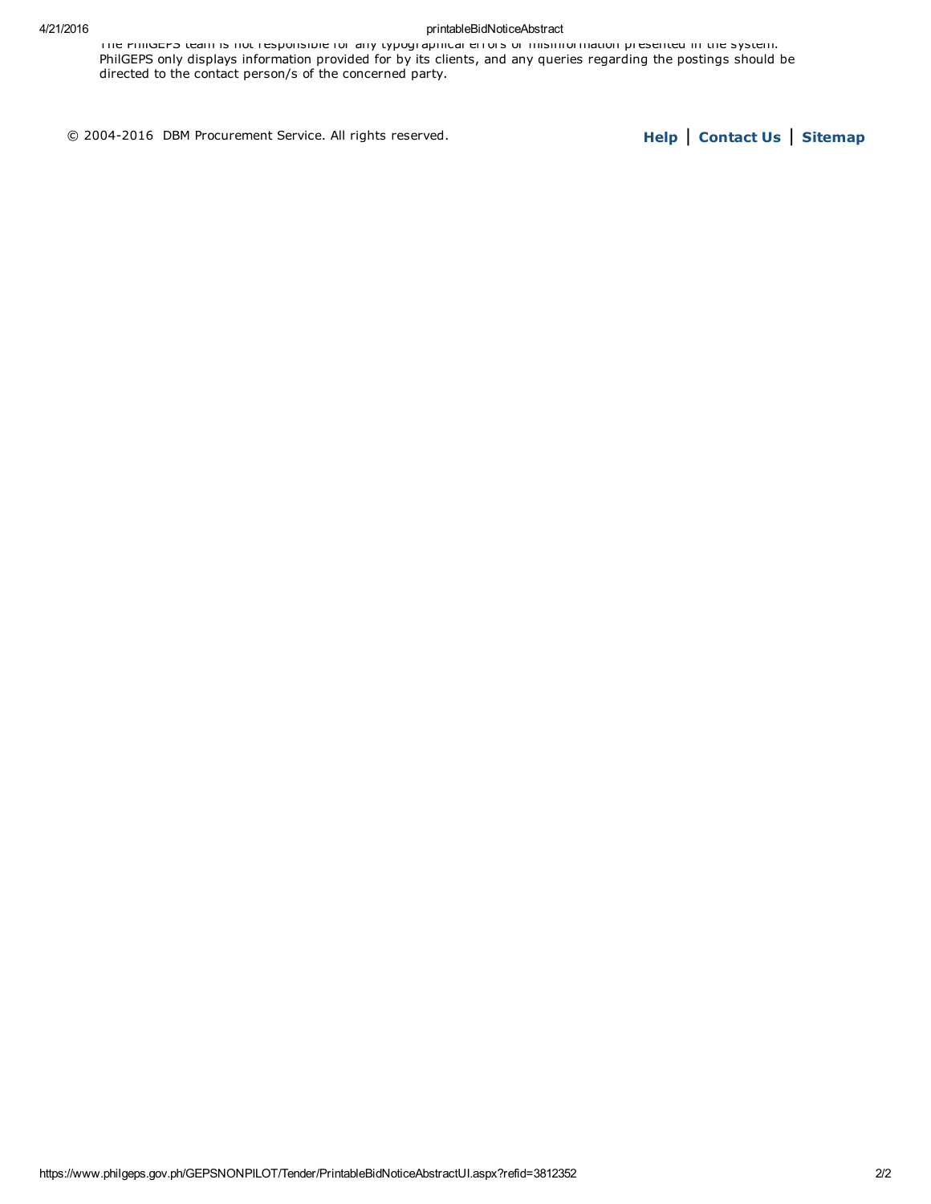The PhilGEPS team is not responsible for any typographical errors or misinformation presented in the system. PhilGEPS only displays information provided for by its clients, and any queries regarding the postings should be directed to the contact person/s of the concerned party.

© 2004-2016 DBM Procurement Service. All rights reserved.

**Help** | **Contact Us** | **Sitemap**